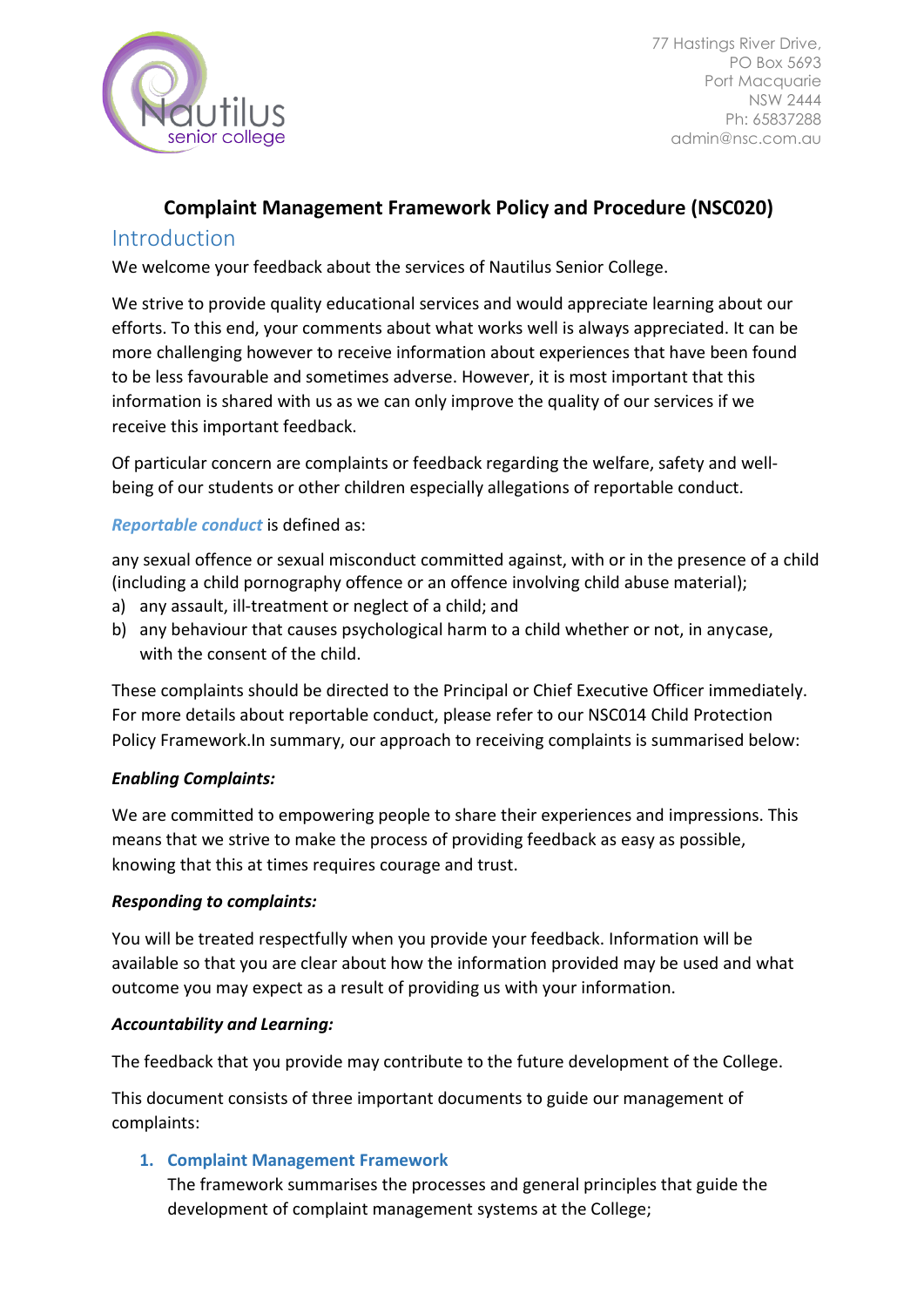77 Hastings River Drive,
PO Box 5693
Port Macquarie
NSW 2444
Ph: 65837288
admin@nsc.com.au

# Complaint Management Framework Policy and Procedure (NSC020)

## Introduction

We welcome your feedback about the services of Nautilus Senior College.

We strive to provide quality educational services and would appreciate learning about our efforts. To this end, your comments about what works well is always appreciated. It can be more challenging however to receive information about experiences that have been found to be less favourable and sometimes adverse. However, it is most important that this information is shared with us as we can only improve the quality of our services if we receive this important feedback.

Of particular concern are complaints or feedback regarding the welfare, safety and well-being of our students or other children especially allegations of reportable conduct.

***Reportable conduct*** is defined as:

any sexual offence or sexual misconduct committed against, with or in the presence of a child (including a child pornography offence or an offence involving child abuse material);

a) any assault, ill-treatment or neglect of a child; and
b) any behaviour that causes psychological harm to a child whether or not, in anycase, with the consent of the child.

These complaints should be directed to the Principal or Chief Executive Officer immediately. For more details about reportable conduct, please refer to our NSC014 Child Protection Policy Framework.In summary, our approach to receiving complaints is summarised below:

***Enabling Complaints:***

We are committed to empowering people to share their experiences and impressions. This means that we strive to make the process of providing feedback as easy as possible, knowing that this at times requires courage and trust.

***Responding to complaints:***

You will be treated respectfully when you provide your feedback. Information will be available so that you are clear about how the information provided may be used and what outcome you may expect as a result of providing us with your information.

***Accountability and Learning:***

The feedback that you provide may contribute to the future development of the College.

This document consists of three important documents to guide our management of complaints:

1. **Complaint Management Framework**
   The framework summarises the processes and general principles that guide the development of complaint management systems at the College;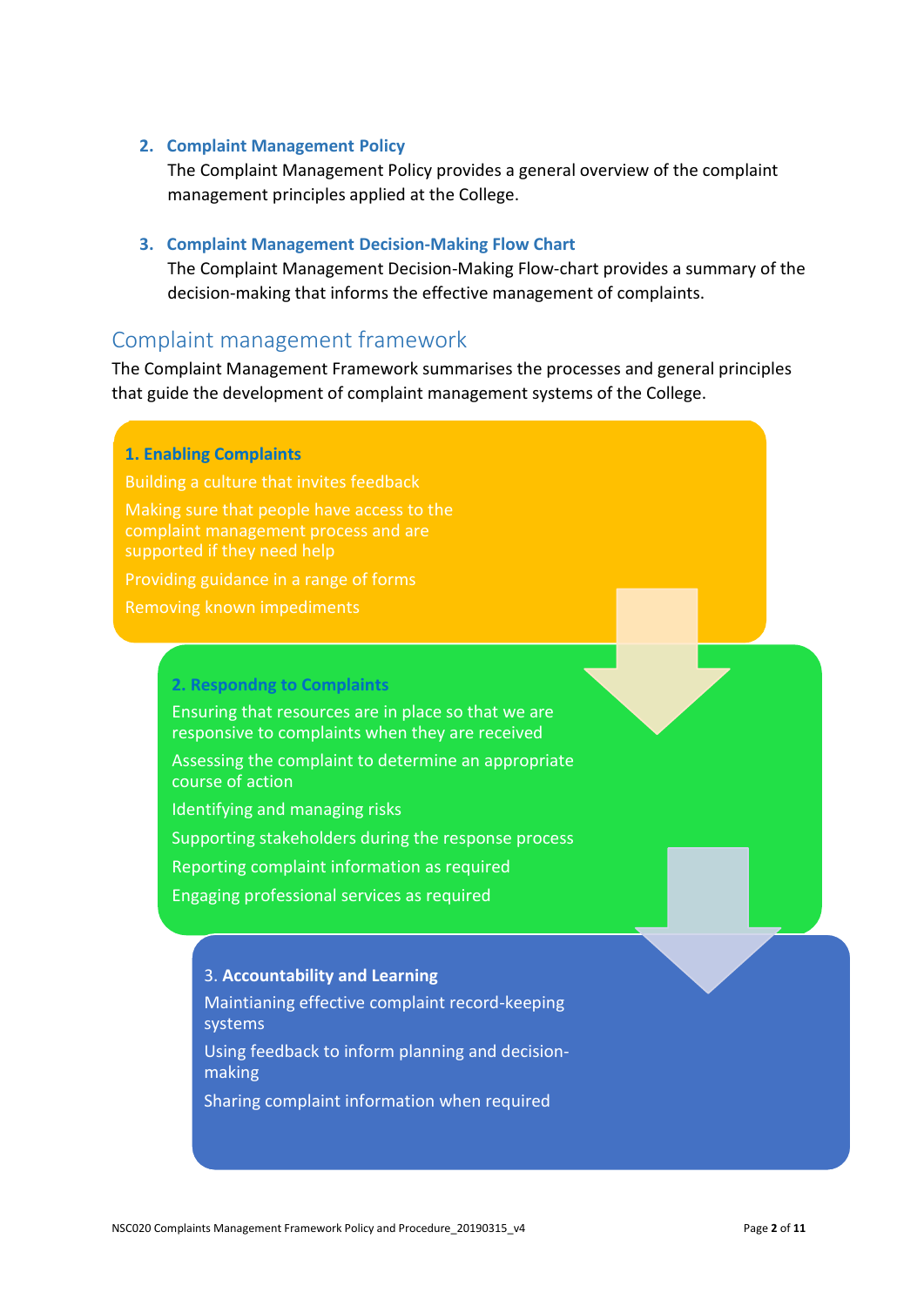2. **Complaint Management Policy**
   The Complaint Management Policy provides a general overview of the complaint management principles applied at the College.

3. **Complaint Management Decision-Making Flow Chart**
   The Complaint Management Decision-Making Flow-chart provides a summary of the decision-making that informs the effective management of complaints.

## Complaint management framework

The Complaint Management Framework summarises the processes and general principles that guide the development of complaint management systems of the College.

**1. Enabling Complaints**

Building a culture that invites feedback

Making sure that people have access to the complaint management process and are supported if they need help

Providing guidance in a range of forms

Removing known impediments

**2. Respondng to Complaints**

Ensuring that resources are in place so that we are responsive to complaints when they are received

Assessing the complaint to determine an appropriate course of action

Identifying and managing risks

Supporting stakeholders during the response process

Reporting complaint information as required

Engaging professional services as required

3. **Accountability and Learning**

Maintianing effective complaint record-keeping systems

Using feedback to inform planning and decision-making

Sharing complaint information when required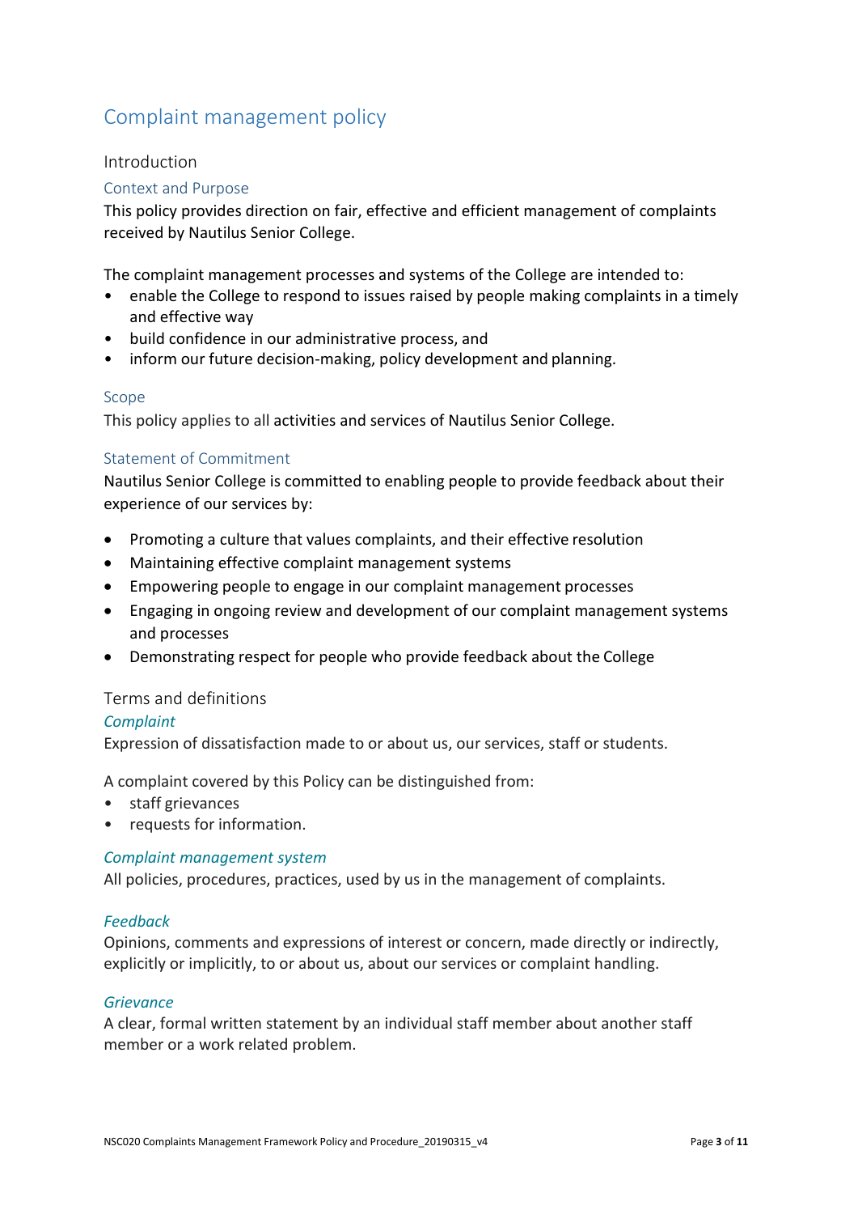# Complaint management policy

## Introduction

### Context and Purpose

This policy provides direction on fair, effective and efficient management of complaints received by Nautilus Senior College.

The complaint management processes and systems of the College are intended to:

- enable the College to respond to issues raised by people making complaints in a timely and effective way
- build confidence in our administrative process, and
- inform our future decision-making, policy development and planning.

### Scope

This policy applies to all activities and services of Nautilus Senior College.

### Statement of Commitment

Nautilus Senior College is committed to enabling people to provide feedback about their experience of our services by:

- Promoting a culture that values complaints, and their effective resolution
- Maintaining effective complaint management systems
- Empowering people to engage in our complaint management processes
- Engaging in ongoing review and development of our complaint management systems and processes
- Demonstrating respect for people who provide feedback about the College

## Terms and definitions

### *Complaint*

Expression of dissatisfaction made to or about us, our services, staff or students.

A complaint covered by this Policy can be distinguished from:

- staff grievances
- requests for information.

### *Complaint management system*

All policies, procedures, practices, used by us in the management of complaints.

### *Feedback*

Opinions, comments and expressions of interest or concern, made directly or indirectly, explicitly or implicitly, to or about us, about our services or complaint handling.

### *Grievance*

A clear, formal written statement by an individual staff member about another staff member or a work related problem.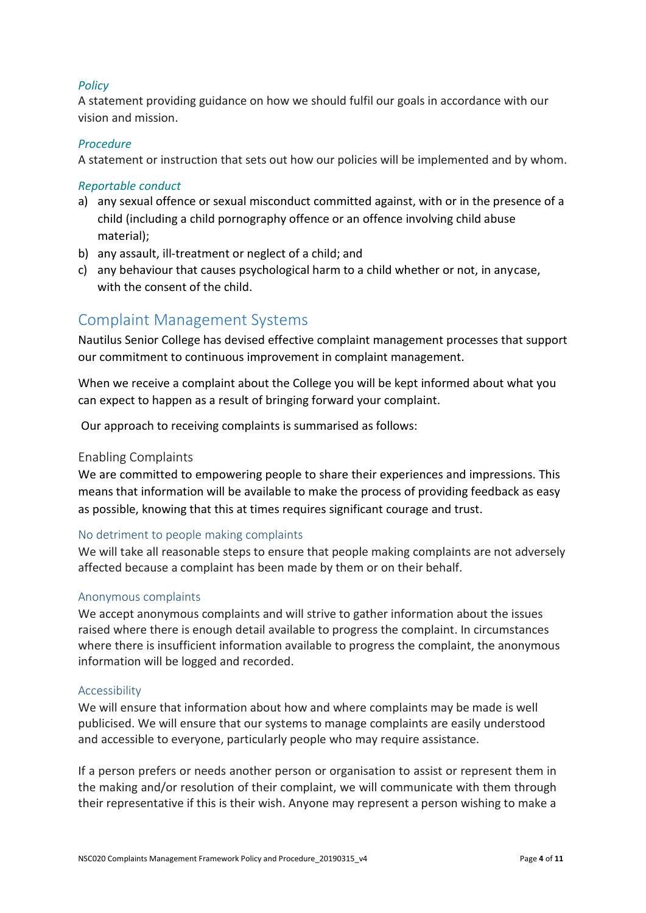*Policy*
A statement providing guidance on how we should fulfil our goals in accordance with our vision and mission.

*Procedure*
A statement or instruction that sets out how our policies will be implemented and by whom.

*Reportable conduct*

a) any sexual offence or sexual misconduct committed against, with or in the presence of a child (including a child pornography offence or an offence involving child abuse material);
b) any assault, ill-treatment or neglect of a child; and
c) any behaviour that causes psychological harm to a child whether or not, in anycase, with the consent of the child.

## Complaint Management Systems

Nautilus Senior College has devised effective complaint management processes that support our commitment to continuous improvement in complaint management.

When we receive a complaint about the College you will be kept informed about what you can expect to happen as a result of bringing forward your complaint.

Our approach to receiving complaints is summarised as follows:

### Enabling Complaints

We are committed to empowering people to share their experiences and impressions. This means that information will be available to make the process of providing feedback as easy as possible, knowing that this at times requires significant courage and trust.

#### No detriment to people making complaints

We will take all reasonable steps to ensure that people making complaints are not adversely affected because a complaint has been made by them or on their behalf.

#### Anonymous complaints

We accept anonymous complaints and will strive to gather information about the issues raised where there is enough detail available to progress the complaint. In circumstances where there is insufficient information available to progress the complaint, the anonymous information will be logged and recorded.

#### Accessibility

We will ensure that information about how and where complaints may be made is well publicised. We will ensure that our systems to manage complaints are easily understood and accessible to everyone, particularly people who may require assistance.

If a person prefers or needs another person or organisation to assist or represent them in the making and/or resolution of their complaint, we will communicate with them through their representative if this is their wish. Anyone may represent a person wishing to make a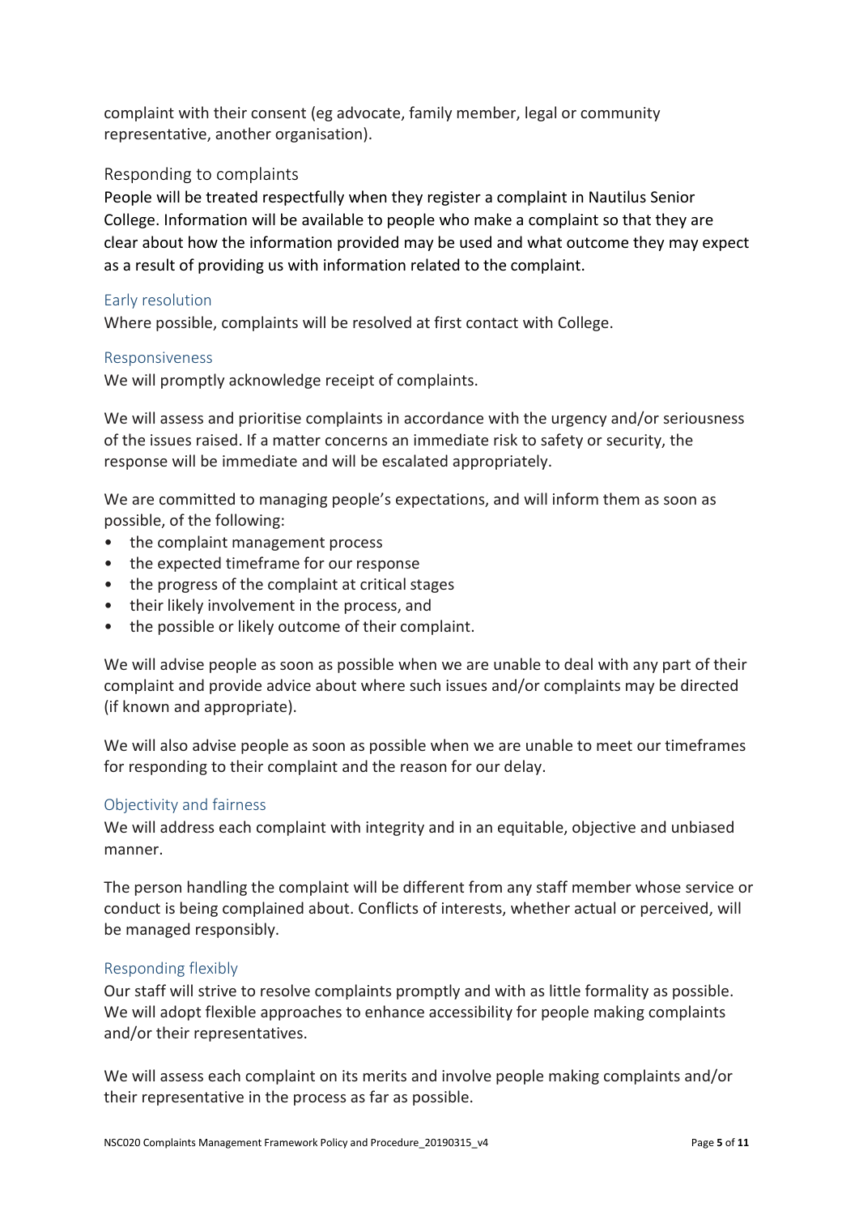complaint with their consent (eg advocate, family member, legal or community representative, another organisation).

## Responding to complaints

People will be treated respectfully when they register a complaint in Nautilus Senior College. Information will be available to people who make a complaint so that they are clear about how the information provided may be used and what outcome they may expect as a result of providing us with information related to the complaint.

### Early resolution

Where possible, complaints will be resolved at first contact with College.

### Responsiveness

We will promptly acknowledge receipt of complaints.

We will assess and prioritise complaints in accordance with the urgency and/or seriousness of the issues raised. If a matter concerns an immediate risk to safety or security, the response will be immediate and will be escalated appropriately.

We are committed to managing people's expectations, and will inform them as soon as possible, of the following:

- the complaint management process
- the expected timeframe for our response
- the progress of the complaint at critical stages
- their likely involvement in the process, and
- the possible or likely outcome of their complaint.

We will advise people as soon as possible when we are unable to deal with any part of their complaint and provide advice about where such issues and/or complaints may be directed (if known and appropriate).

We will also advise people as soon as possible when we are unable to meet our timeframes for responding to their complaint and the reason for our delay.

### Objectivity and fairness

We will address each complaint with integrity and in an equitable, objective and unbiased manner.

The person handling the complaint will be different from any staff member whose service or conduct is being complained about. Conflicts of interests, whether actual or perceived, will be managed responsibly.

### Responding flexibly

Our staff will strive to resolve complaints promptly and with as little formality as possible. We will adopt flexible approaches to enhance accessibility for people making complaints and/or their representatives.

We will assess each complaint on its merits and involve people making complaints and/or their representative in the process as far as possible.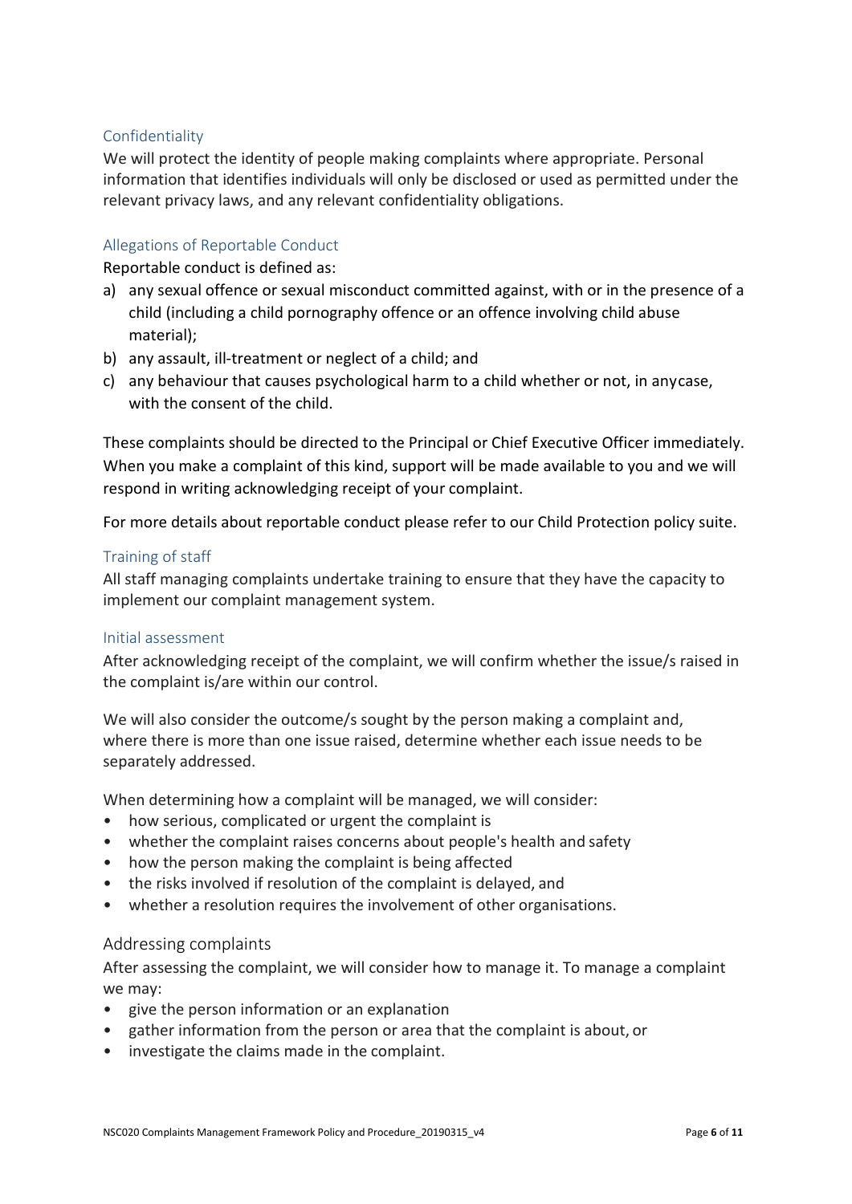## Confidentiality

We will protect the identity of people making complaints where appropriate. Personal information that identifies individuals will only be disclosed or used as permitted under the relevant privacy laws, and any relevant confidentiality obligations.

## Allegations of Reportable Conduct

Reportable conduct is defined as:

a) any sexual offence or sexual misconduct committed against, with or in the presence of a child (including a child pornography offence or an offence involving child abuse material);
b) any assault, ill-treatment or neglect of a child; and
c) any behaviour that causes psychological harm to a child whether or not, in anycase, with the consent of the child.

These complaints should be directed to the Principal or Chief Executive Officer immediately. When you make a complaint of this kind, support will be made available to you and we will respond in writing acknowledging receipt of your complaint.

For more details about reportable conduct please refer to our Child Protection policy suite.

## Training of staff

All staff managing complaints undertake training to ensure that they have the capacity to implement our complaint management system.

## Initial assessment

After acknowledging receipt of the complaint, we will confirm whether the issue/s raised in the complaint is/are within our control.

We will also consider the outcome/s sought by the person making a complaint and, where there is more than one issue raised, determine whether each issue needs to be separately addressed.

When determining how a complaint will be managed, we will consider:

- how serious, complicated or urgent the complaint is
- whether the complaint raises concerns about people's health and safety
- how the person making the complaint is being affected
- the risks involved if resolution of the complaint is delayed, and
- whether a resolution requires the involvement of other organisations.

## Addressing complaints

After assessing the complaint, we will consider how to manage it. To manage a complaint we may:

- give the person information or an explanation
- gather information from the person or area that the complaint is about, or
- investigate the claims made in the complaint.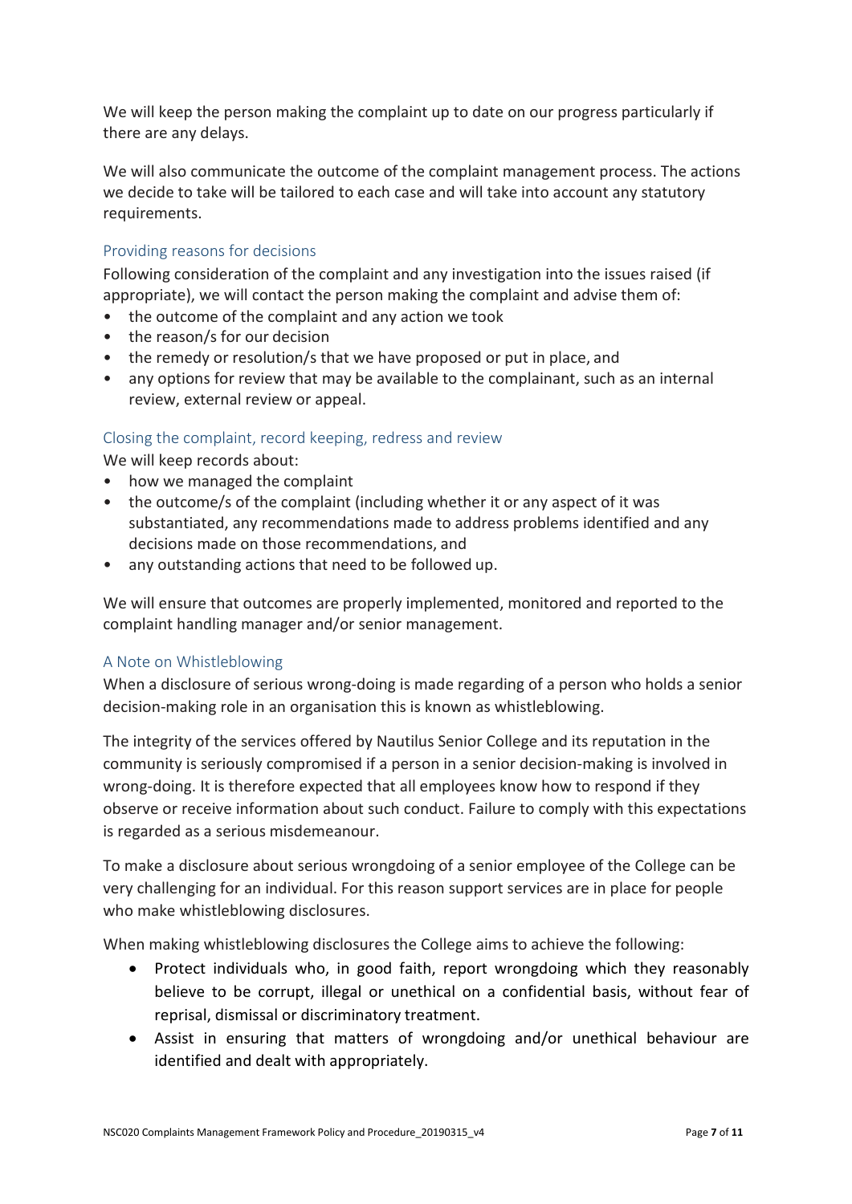We will keep the person making the complaint up to date on our progress particularly if there are any delays.

We will also communicate the outcome of the complaint management process. The actions we decide to take will be tailored to each case and will take into account any statutory requirements.

### Providing reasons for decisions

Following consideration of the complaint and any investigation into the issues raised (if appropriate), we will contact the person making the complaint and advise them of:

- the outcome of the complaint and any action we took
- the reason/s for our decision
- the remedy or resolution/s that we have proposed or put in place, and
- any options for review that may be available to the complainant, such as an internal review, external review or appeal.

### Closing the complaint, record keeping, redress and review

We will keep records about:

- how we managed the complaint
- the outcome/s of the complaint (including whether it or any aspect of it was substantiated, any recommendations made to address problems identified and any decisions made on those recommendations, and
- any outstanding actions that need to be followed up.

We will ensure that outcomes are properly implemented, monitored and reported to the complaint handling manager and/or senior management.

### A Note on Whistleblowing

When a disclosure of serious wrong-doing is made regarding of a person who holds a senior decision-making role in an organisation this is known as whistleblowing.

The integrity of the services offered by Nautilus Senior College and its reputation in the community is seriously compromised if a person in a senior decision-making is involved in wrong-doing. It is therefore expected that all employees know how to respond if they observe or receive information about such conduct. Failure to comply with this expectations is regarded as a serious misdemeanour.

To make a disclosure about serious wrongdoing of a senior employee of the College can be very challenging for an individual. For this reason support services are in place for people who make whistleblowing disclosures.

When making whistleblowing disclosures the College aims to achieve the following:

- Protect individuals who, in good faith, report wrongdoing which they reasonably believe to be corrupt, illegal or unethical on a confidential basis, without fear of reprisal, dismissal or discriminatory treatment.
- Assist in ensuring that matters of wrongdoing and/or unethical behaviour are identified and dealt with appropriately.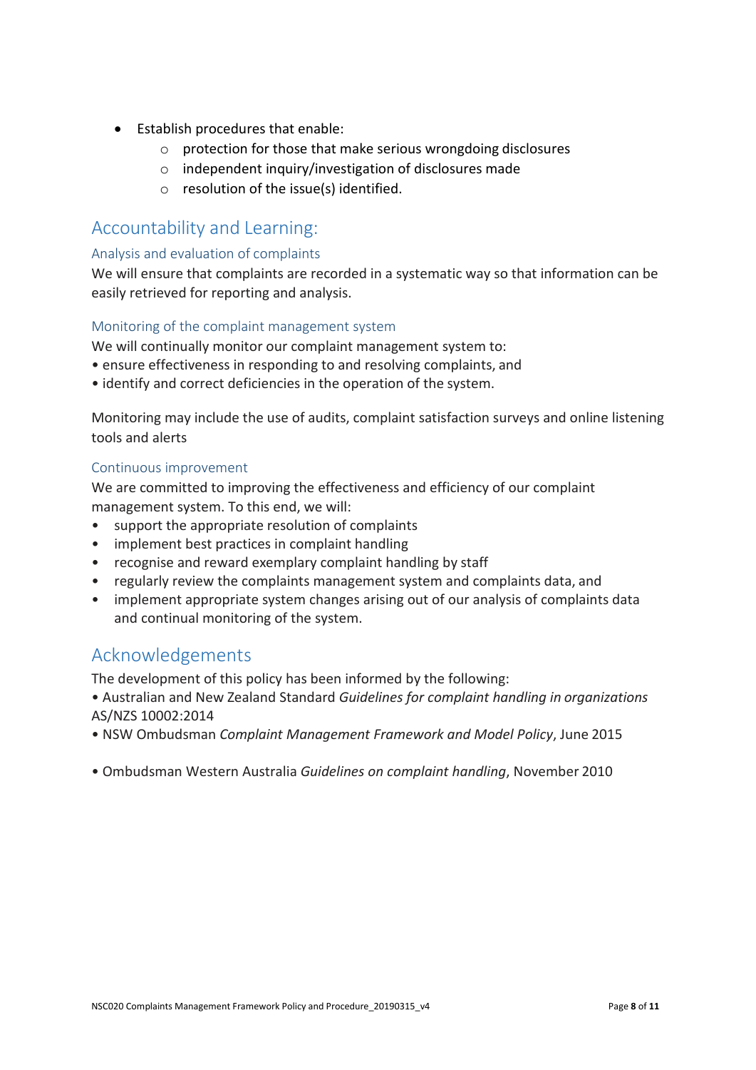- Establish procedures that enable:
    - protection for those that make serious wrongdoing disclosures
    - independent inquiry/investigation of disclosures made
    - resolution of the issue(s) identified.

## Accountability and Learning:

### Analysis and evaluation of complaints

We will ensure that complaints are recorded in a systematic way so that information can be easily retrieved for reporting and analysis.

### Monitoring of the complaint management system

We will continually monitor our complaint management system to:

- ensure effectiveness in responding to and resolving complaints, and
- identify and correct deficiencies in the operation of the system.

Monitoring may include the use of audits, complaint satisfaction surveys and online listening tools and alerts

### Continuous improvement

We are committed to improving the effectiveness and efficiency of our complaint management system. To this end, we will:

- support the appropriate resolution of complaints
- implement best practices in complaint handling
- recognise and reward exemplary complaint handling by staff
- regularly review the complaints management system and complaints data, and
- implement appropriate system changes arising out of our analysis of complaints data and continual monitoring of the system.

## Acknowledgements

The development of this policy has been informed by the following:

- Australian and New Zealand Standard *Guidelines for complaint handling in organizations* AS/NZS 10002:2014
- NSW Ombudsman *Complaint Management Framework and Model Policy*, June 2015
- Ombudsman Western Australia *Guidelines on complaint handling*, November 2010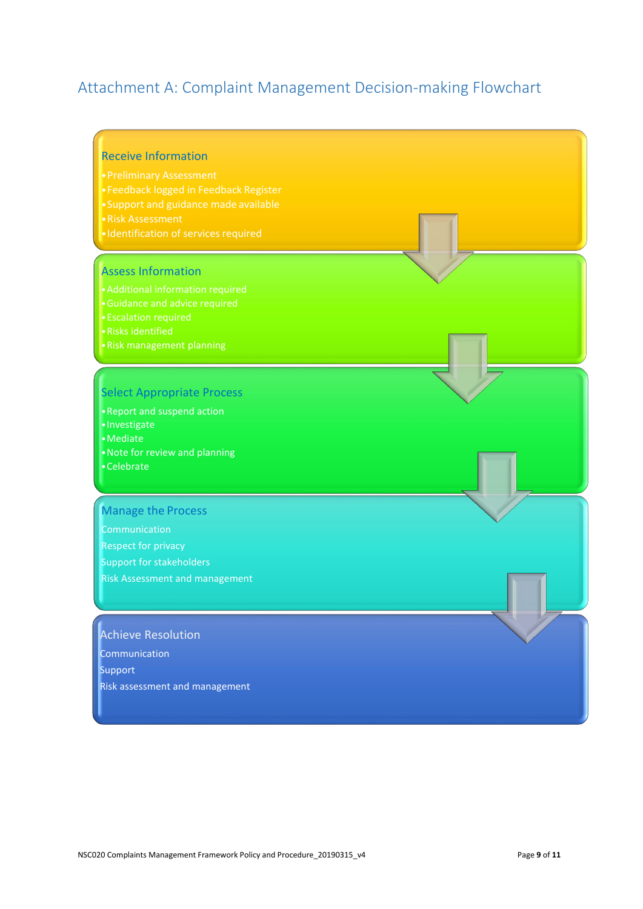# Attachment A: Complaint Management Decision-making Flowchart

**Receive Information**
- Preliminary Assessment
- Feedback logged in Feedback Register
- Support and guidance made available
- Risk Assessment
- Identification of services required

↓

**Assess Information**
- Additional information required
- Guidance and advice required
- Escalation required
- Risks identified
- Risk management planning

↓

**Select Appropriate Process**
- Report and suspend action
- Investigate
- Mediate
- Note for review and planning
- Celebrate

↓

**Manage the Process**

Communication
Respect for privacy
Support for stakeholders
Risk Assessment and management

↓

**Achieve Resolution**

Communication
Support
Risk assessment and management

NSC020 Complaints Management Framework Policy and Procedure_20190315_v4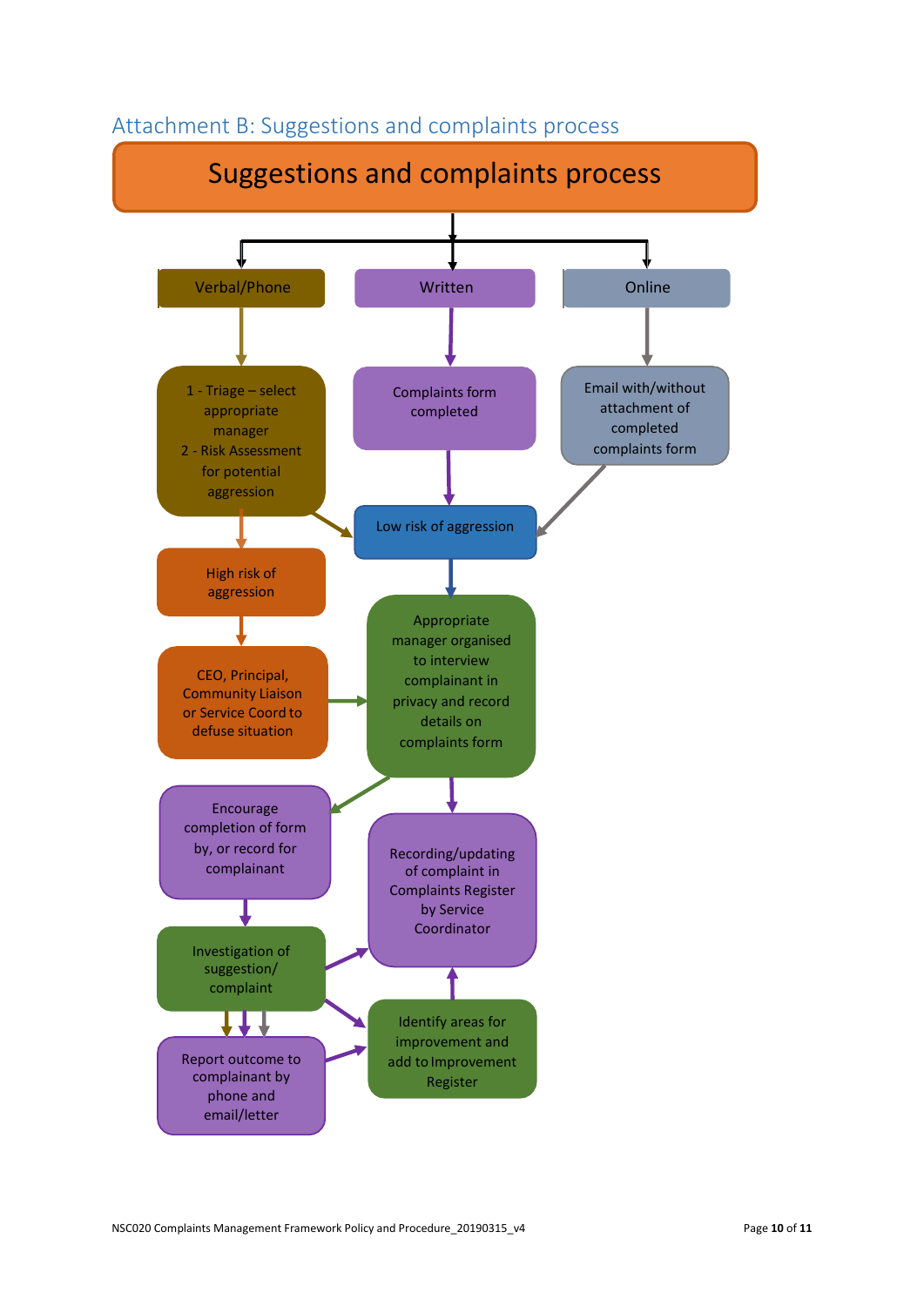## Attachment B: Suggestions and complaints process

Suggestions and complaints process

Verbal/Phone

Written

Online

1 - Triage – select appropriate manager
2 - Risk Assessment for potential aggression

Complaints form completed

Email with/without attachment of completed complaints form

Low risk of aggression

High risk of aggression

CEO, Principal, Community Liaison or Service Coord to defuse situation

Appropriate manager organised to interview complainant in privacy and record details on complaints form

Encourage completion of form by, or record for complainant

Recording/updating of complaint in Complaints Register by Service Coordinator

Investigation of suggestion/ complaint

Identify areas for improvement and add to Improvement Register

Report outcome to complainant by phone and email/letter